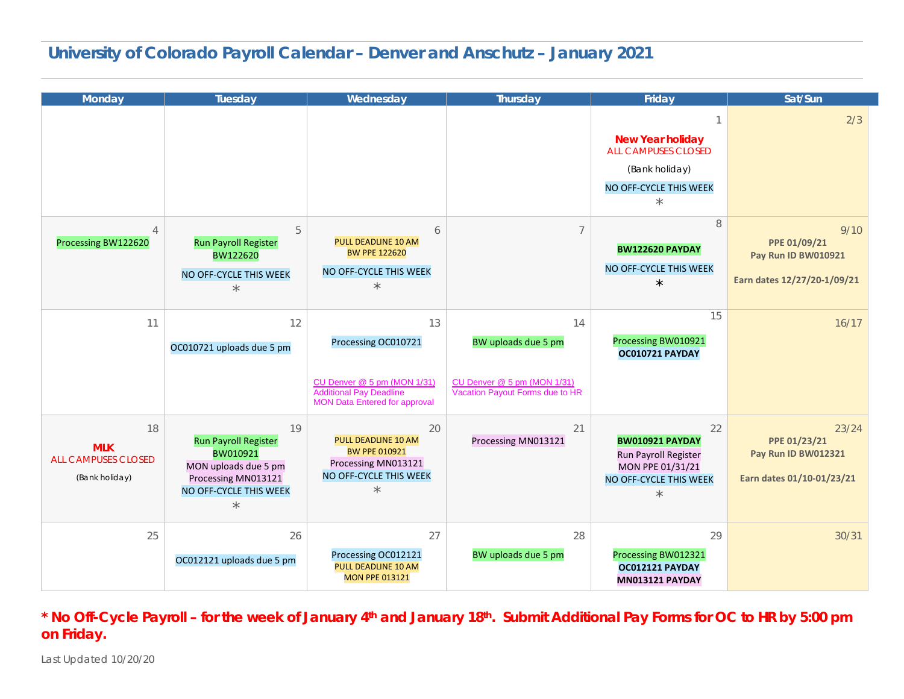# University of Colorado Payroll Calendar – Denver and Anschutz – January 2021

| Monday | Tuesday | Wednesday | Thursday | Friday | Sat/Sun |
|---|---|---|---|---|---|
| | | | | 1<br>**New Year holiday**<br>ALL CAMPUSES CLOSED<br>(Bank holiday)<br>NO OFF-CYCLE THIS WEEK<br>* | 2/3 |
| 4<br>Processing BW122620 | 5<br>Run Payroll Register BW122620<br>NO OFF-CYCLE THIS WEEK<br>* | 6<br>PULL DEADLINE 10 AM<br>BW PPE 122620<br>NO OFF-CYCLE THIS WEEK<br>* | 7 | 8<br>**BW122620 PAYDAY**<br>NO OFF-CYCLE THIS WEEK<br>* | 9/10<br>**PPE 01/09/21**<br>**Pay Run ID BW010921**<br>**Earn dates 12/27/20-1/09/21** |
| 11 | 12<br>OC010721 uploads due 5 pm | 13<br>Processing OC010721<br>CU Denver @ 5 pm (MON 1/31)<br>Additional Pay Deadline<br>MON Data Entered for approval | 14<br>BW uploads due 5 pm<br>CU Denver @ 5 pm (MON 1/31)<br>Vacation Payout Forms due to HR | 15<br>Processing BW010921<br>**OC010721 PAYDAY** | 16/17 |
| 18<br>**MLK**<br>ALL CAMPUSES CLOSED<br>(Bank holiday) | 19<br>Run Payroll Register BW010921<br>MON uploads due 5 pm<br>Processing MN013121<br>NO OFF-CYCLE THIS WEEK<br>* | 20<br>PULL DEADLINE 10 AM<br>BW PPE 010921<br>Processing MN013121<br>NO OFF-CYCLE THIS WEEK<br>* | 21<br>Processing MN013121 | 22<br>**BW010921 PAYDAY**<br>Run Payroll Register<br>MON PPE 01/31/21<br>NO OFF-CYCLE THIS WEEK<br>* | 23/24<br>**PPE 01/23/21**<br>**Pay Run ID BW012321**<br>**Earn dates 01/10-01/23/21** |
| 25 | 26<br>OC012121 uploads due 5 pm | 27<br>Processing OC012121<br>PULL DEADLINE 10 AM<br>MON PPE 013121 | 28<br>BW uploads due 5 pm | 29<br>Processing BW012321<br>**OC012121 PAYDAY**<br>**MN013121 PAYDAY** | 30/31 |

**\* No Off-Cycle Payroll – for the week of January 4th and January 18th. Submit Additional Pay Forms for OC to HR by 5:00 pm on Friday.**

Last Updated 10/20/20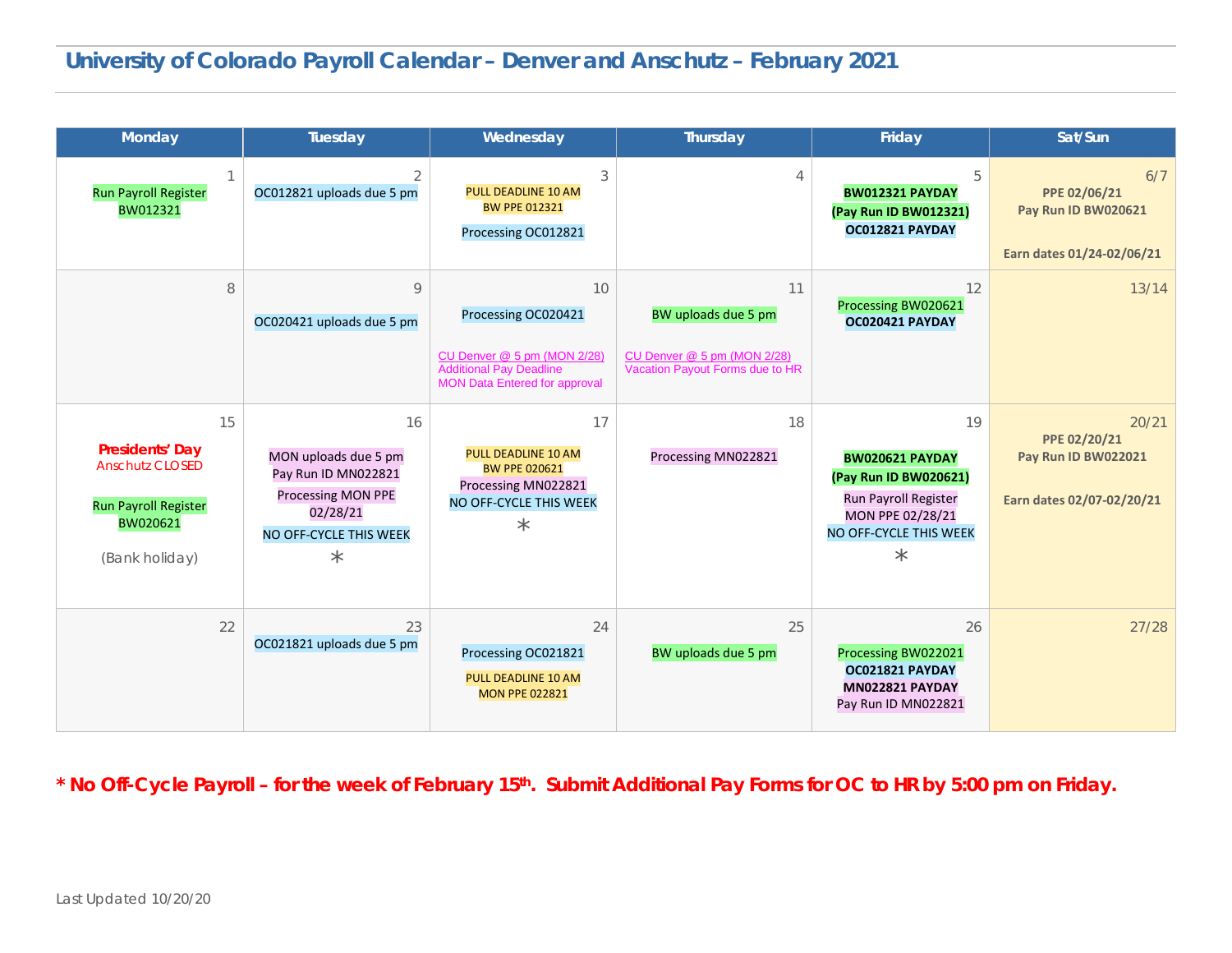# University of Colorado Payroll Calendar – Denver and Anschutz – February 2021

| Monday | Tuesday | Wednesday | Thursday | Friday | Sat/Sun |
|---|---|---|---|---|---|
| 1<br>Run Payroll Register BW012321 | 2<br>OC012821 uploads due 5 pm | 3<br>PULL DEADLINE 10 AM BW PPE 012321<br>Processing OC012821 | 4 | 5<br>**BW012321 PAYDAY (Pay Run ID BW012321)**<br>**OC012821 PAYDAY** | 6/7<br>**PPE 02/06/21**<br>**Pay Run ID BW020621**<br>**Earn dates 01/24-02/06/21** |
| 8 | 9<br>OC020421 uploads due 5 pm | 10<br>Processing OC020421<br>CU Denver @ 5 pm (MON 2/28) Additional Pay Deadline MON Data Entered for approval | 11<br>BW uploads due 5 pm<br>CU Denver @ 5 pm (MON 2/28) Vacation Payout Forms due to HR | 12<br>Processing BW020621<br>**OC020421 PAYDAY** | 13/14 |
| 15<br>**Presidents' Day**<br>Anschutz CLOSED<br>Run Payroll Register BW020621<br>(Bank holiday) | 16<br>MON uploads due 5 pm<br>Pay Run ID MN022821<br>Processing MON PPE 02/28/21<br>NO OFF-CYCLE THIS WEEK<br>* | 17<br>PULL DEADLINE 10 AM BW PPE 020621<br>Processing MN022821<br>NO OFF-CYCLE THIS WEEK<br>* | 18<br>Processing MN022821 | 19<br>**BW020621 PAYDAY (Pay Run ID BW020621)**<br>Run Payroll Register MON PPE 02/28/21<br>NO OFF-CYCLE THIS WEEK<br>* | 20/21<br>**PPE 02/20/21**<br>**Pay Run ID BW022021**<br>**Earn dates 02/07-02/20/21** |
| 22 | 23<br>OC021821 uploads due 5 pm | 24<br>Processing OC021821<br>PULL DEADLINE 10 AM MON PPE 022821 | 25<br>BW uploads due 5 pm | 26<br>Processing BW022021<br>**OC021821 PAYDAY**<br>**MN022821 PAYDAY**<br>Pay Run ID MN022821 | 27/28 |

**\* No Off-Cycle Payroll – for the week of February 15th. Submit Additional Pay Forms for OC to HR by 5:00 pm on Friday.**

Last Updated 10/20/20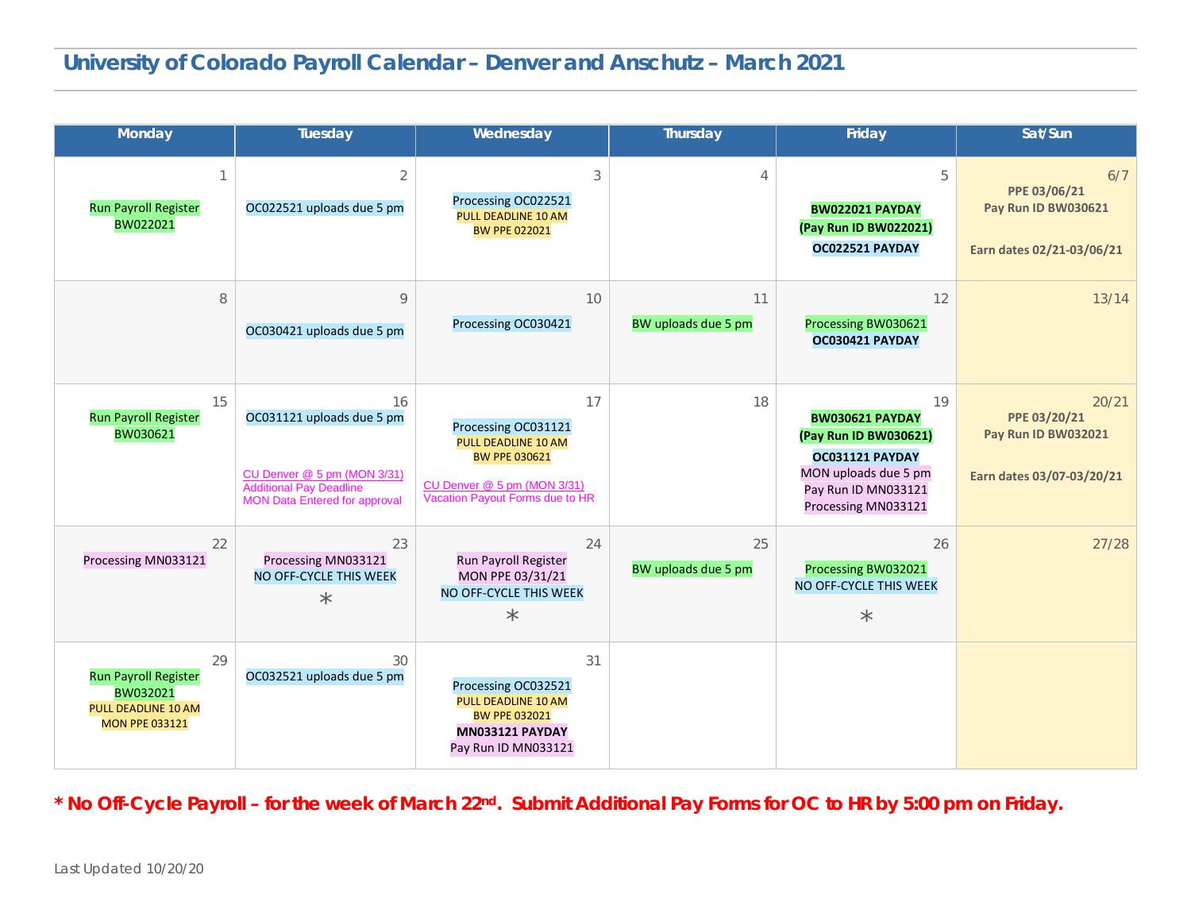# University of Colorado Payroll Calendar – Denver and Anschutz – March 2021

| Monday | Tuesday | Wednesday | Thursday | Friday | Sat/Sun |
|---|---|---|---|---|---|
| 1<br>Run Payroll Register<br>BW022021 | 2<br>OC022521 uploads due 5 pm | 3<br>Processing OC022521<br>PULL DEADLINE 10 AM<br>BW PPE 022021 | 4 | 5<br>**BW022021 PAYDAY**<br>**(Pay Run ID BW022021)**<br>**OC022521 PAYDAY** | 6/7<br>**PPE 03/06/21**<br>**Pay Run ID BW030621**<br>**Earn dates 02/21-03/06/21** |
| 8 | 9<br>OC030421 uploads due 5 pm | 10<br>Processing OC030421 | 11<br>BW uploads due 5 pm | 12<br>Processing BW030621<br>**OC030421 PAYDAY** | 13/14 |
| 15<br>Run Payroll Register<br>BW030621 | 16<br>OC031121 uploads due 5 pm<br>CU Denver @ 5 pm (MON 3/31)<br>Additional Pay Deadline<br>MON Data Entered for approval | 17<br>Processing OC031121<br>PULL DEADLINE 10 AM<br>BW PPE 030621<br>CU Denver @ 5 pm (MON 3/31)<br>Vacation Payout Forms due to HR | 18 | 19<br>**BW030621 PAYDAY**<br>**(Pay Run ID BW030621)**<br>**OC031121 PAYDAY**<br>MON uploads due 5 pm<br>Pay Run ID MN033121<br>Processing MN033121 | 20/21<br>**PPE 03/20/21**<br>**Pay Run ID BW032021**<br>**Earn dates 03/07-03/20/21** |
| 22<br>Processing MN033121 | 23<br>Processing MN033121<br>NO OFF-CYCLE THIS WEEK<br>* | 24<br>Run Payroll Register<br>MON PPE 03/31/21<br>NO OFF-CYCLE THIS WEEK<br>* | 25<br>BW uploads due 5 pm | 26<br>Processing BW032021<br>NO OFF-CYCLE THIS WEEK<br>* | 27/28 |
| 29<br>Run Payroll Register<br>BW032021<br>PULL DEADLINE 10 AM<br>MON PPE 033121 | 30<br>OC032521 uploads due 5 pm | 31<br>Processing OC032521<br>PULL DEADLINE 10 AM<br>BW PPE 032021<br>**MN033121 PAYDAY**<br>Pay Run ID MN033121 | | | |

**\* No Off-Cycle Payroll – for the week of March 22nd. Submit Additional Pay Forms for OC to HR by 5:00 pm on Friday.**

Last Updated 10/20/20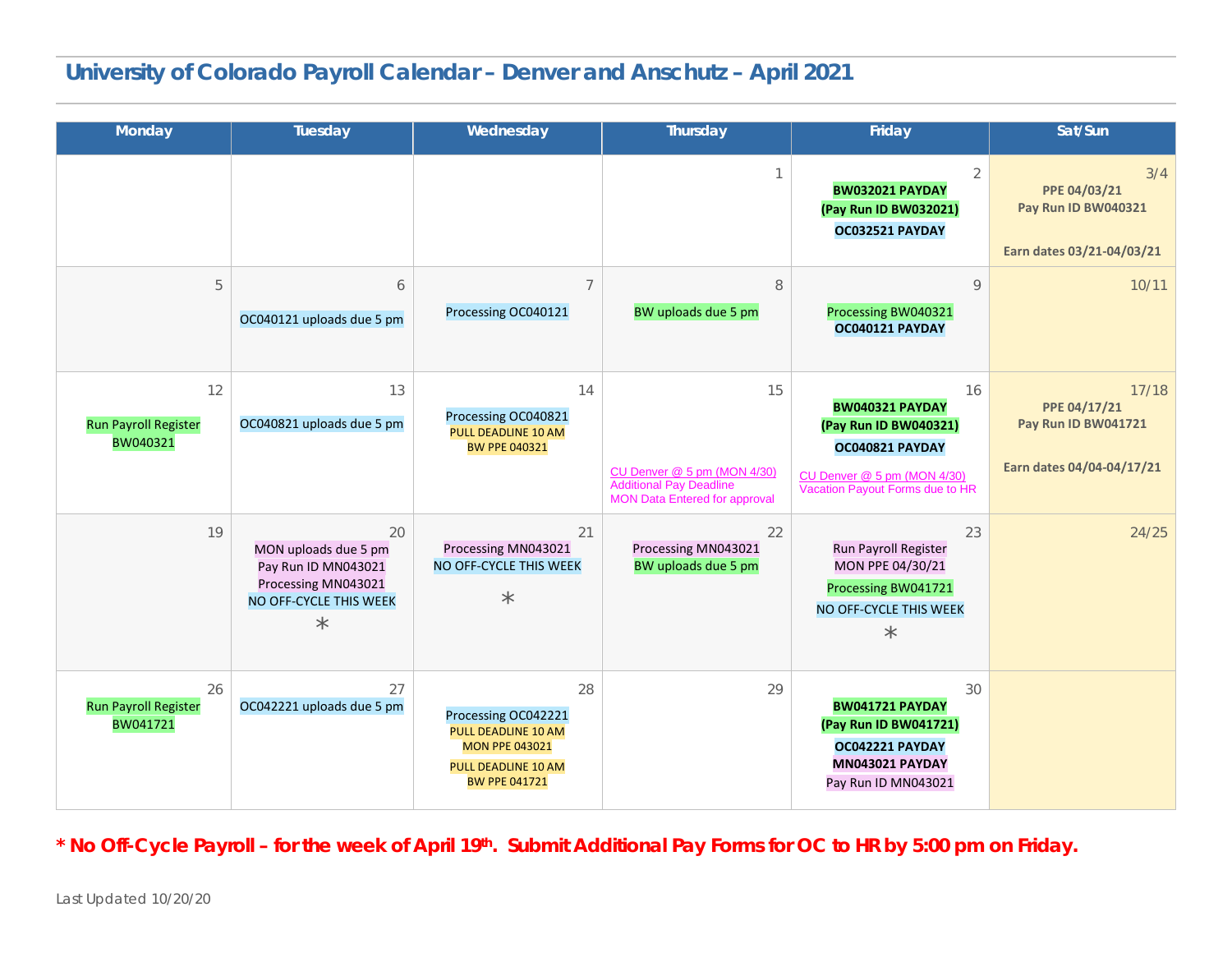# University of Colorado Payroll Calendar – Denver and Anschutz – April 2021

| Monday | Tuesday | Wednesday | Thursday | Friday | Sat/Sun |
|---|---|---|---|---|---|
| | | | 1 | 2<br>**BW032021 PAYDAY**<br>**(Pay Run ID BW032021)**<br>**OC032521 PAYDAY** | 3/4<br>**PPE 04/03/21**<br>**Pay Run ID BW040321**<br><br>**Earn dates 03/21-04/03/21** |
| 5 | 6<br>OC040121 uploads due 5 pm | 7<br>Processing OC040121 | 8<br>BW uploads due 5 pm | 9<br>Processing BW040321<br>**OC040121 PAYDAY** | 10/11 |
| 12<br>Run Payroll Register<br>BW040321 | 13<br>OC040821 uploads due 5 pm | 14<br>Processing OC040821<br>PULL DEADLINE 10 AM<br>BW PPE 040321 | 15<br>CU Denver @ 5 pm (MON 4/30)<br>Additional Pay Deadline<br>MON Data Entered for approval | 16<br>**BW040321 PAYDAY**<br>**(Pay Run ID BW040321)**<br>**OC040821 PAYDAY**<br>CU Denver @ 5 pm (MON 4/30)<br>Vacation Payout Forms due to HR | 17/18<br>**PPE 04/17/21**<br>**Pay Run ID BW041721**<br><br>**Earn dates 04/04-04/17/21** |
| 19 | 20<br>MON uploads due 5 pm<br>Pay Run ID MN043021<br>Processing MN043021<br>NO OFF-CYCLE THIS WEEK<br>* | 21<br>Processing MN043021<br>NO OFF-CYCLE THIS WEEK<br>* | 22<br>Processing MN043021<br>BW uploads due 5 pm | 23<br>Run Payroll Register<br>MON PPE 04/30/21<br>Processing BW041721<br>NO OFF-CYCLE THIS WEEK<br>* | 24/25 |
| 26<br>Run Payroll Register<br>BW041721 | 27<br>OC042221 uploads due 5 pm | 28<br>Processing OC042221<br>PULL DEADLINE 10 AM<br>MON PPE 043021<br>PULL DEADLINE 10 AM<br>BW PPE 041721 | 29 | 30<br>**BW041721 PAYDAY**<br>**(Pay Run ID BW041721)**<br>**OC042221 PAYDAY**<br>**MN043021 PAYDAY**<br>Pay Run ID MN043021 | |

**\* No Off-Cycle Payroll – for the week of April 19th. Submit Additional Pay Forms for OC to HR by 5:00 pm on Friday.**

Last Updated 10/20/20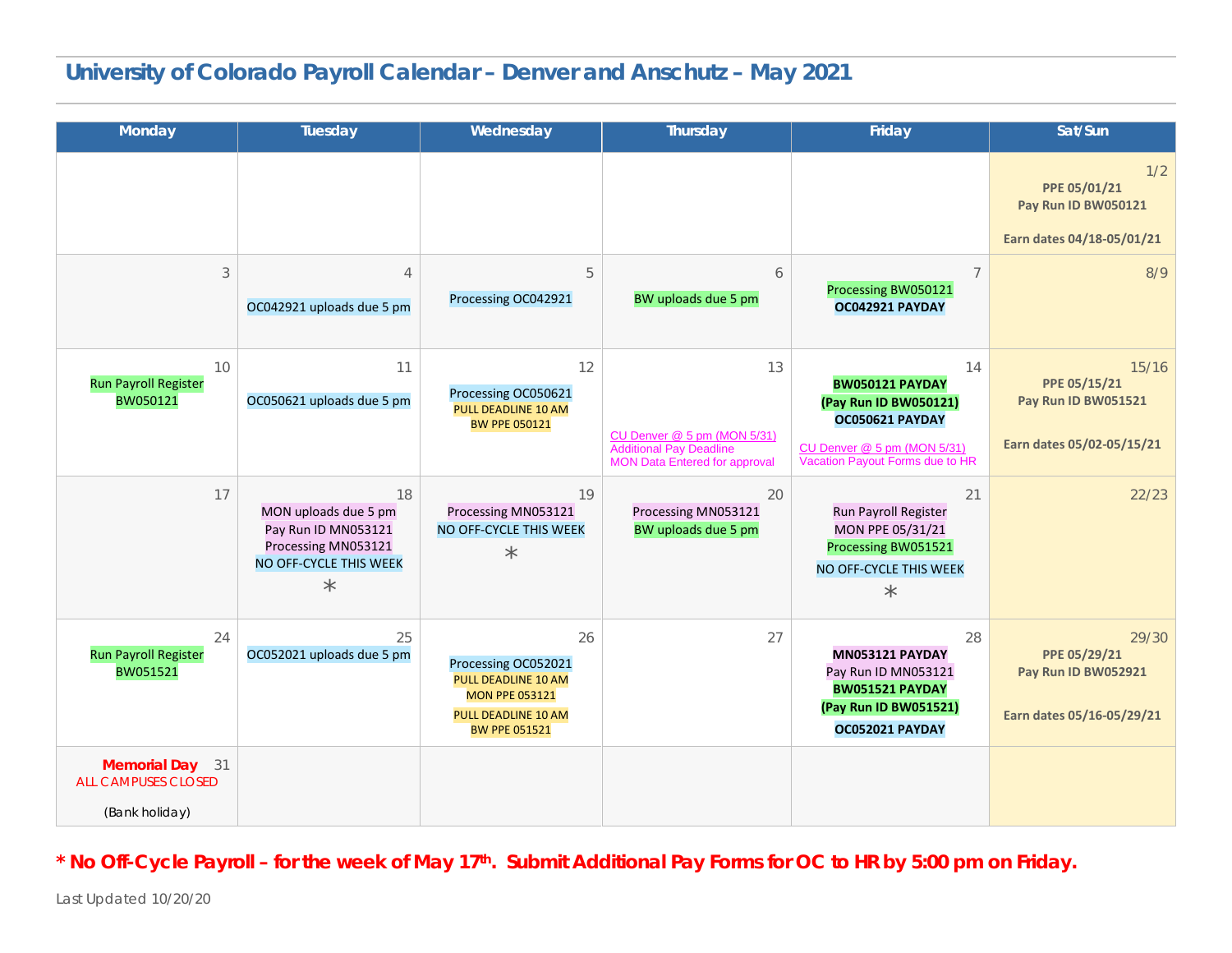# University of Colorado Payroll Calendar – Denver and Anschutz – May 2021

| Monday | Tuesday | Wednesday | Thursday | Friday | Sat/Sun |
|---|---|---|---|---|---|
| | | | | | 1/2 **PPE 05/01/21** **Pay Run ID BW050121** **Earn dates 04/18-05/01/21** |
| 3 | 4 OC042921 uploads due 5 pm | 5 Processing OC042921 | 6 BW uploads due 5 pm | 7 Processing BW050121 **OC042921 PAYDAY** | 8/9 |
| 10 Run Payroll Register BW050121 | 11 OC050621 uploads due 5 pm | 12 Processing OC050621 PULL DEADLINE 10 AM BW PPE 050121 | 13 CU Denver @ 5 pm (MON 5/31) Additional Pay Deadline MON Data Entered for approval | 14 **BW050121 PAYDAY** **(Pay Run ID BW050121)** **OC050621 PAYDAY** CU Denver @ 5 pm (MON 5/31) Vacation Payout Forms due to HR | 15/16 **PPE 05/15/21** **Pay Run ID BW051521** **Earn dates 05/02-05/15/21** |
| 17 | 18 MON uploads due 5 pm Pay Run ID MN053121 Processing MN053121 NO OFF-CYCLE THIS WEEK * | 19 Processing MN053121 NO OFF-CYCLE THIS WEEK * | 20 Processing MN053121 BW uploads due 5 pm | 21 Run Payroll Register MON PPE 05/31/21 Processing BW051521 NO OFF-CYCLE THIS WEEK * | 22/23 |
| 24 Run Payroll Register BW051521 | 25 OC052021 uploads due 5 pm | 26 Processing OC052021 PULL DEADLINE 10 AM MON PPE 053121 PULL DEADLINE 10 AM BW PPE 051521 | 27 | 28 **MN053121 PAYDAY** Pay Run ID MN053121 **BW051521 PAYDAY** **(Pay Run ID BW051521)** **OC052021 PAYDAY** | 29/30 **PPE 05/29/21** **Pay Run ID BW052921** **Earn dates 05/16-05/29/21** |
| 31 **Memorial Day** ALL CAMPUSES CLOSED (Bank holiday) | | | | | |

**\* No Off-Cycle Payroll – for the week of May 17th. Submit Additional Pay Forms for OC to HR by 5:00 pm on Friday.**

Last Updated 10/20/20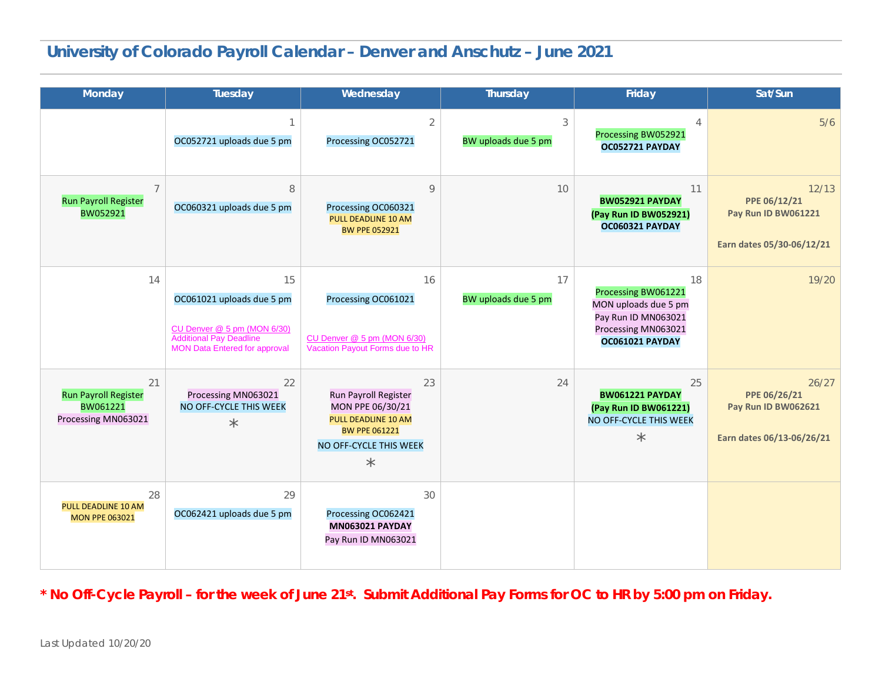# University of Colorado Payroll Calendar – Denver and Anschutz – June 2021

| Monday | Tuesday | Wednesday | Thursday | Friday | Sat/Sun |
|---|---|---|---|---|---|
| | 1<br>OC052721 uploads due 5 pm | 2<br>Processing OC052721 | 3<br>BW uploads due 5 pm | 4<br>Processing BW052921<br>**OC052721 PAYDAY** | 5/6 |
| 7<br>Run Payroll Register BW052921 | 8<br>OC060321 uploads due 5 pm | 9<br>Processing OC060321<br>PULL DEADLINE 10 AM<br>BW PPE 052921 | 10 | 11<br>**BW052921 PAYDAY**<br>**(Pay Run ID BW052921)**<br>**OC060321 PAYDAY** | 12/13<br>**PPE 06/12/21**<br>**Pay Run ID BW061221**<br>**Earn dates 05/30-06/12/21** |
| 14 | 15<br>OC061021 uploads due 5 pm<br>CU Denver @ 5 pm (MON 6/30)<br>Additional Pay Deadline<br>MON Data Entered for approval | 16<br>Processing OC061021<br>CU Denver @ 5 pm (MON 6/30)<br>Vacation Payout Forms due to HR | 17<br>BW uploads due 5 pm | 18<br>Processing BW061221<br>MON uploads due 5 pm<br>Pay Run ID MN063021<br>Processing MN063021<br>**OC061021 PAYDAY** | 19/20 |
| 21<br>Run Payroll Register BW061221<br>Processing MN063021 | 22<br>Processing MN063021<br>NO OFF-CYCLE THIS WEEK<br>* | 23<br>Run Payroll Register<br>MON PPE 06/30/21<br>PULL DEADLINE 10 AM<br>BW PPE 061221<br>NO OFF-CYCLE THIS WEEK<br>* | 24 | 25<br>**BW061221 PAYDAY**<br>**(Pay Run ID BW061221)**<br>NO OFF-CYCLE THIS WEEK<br>* | 26/27<br>**PPE 06/26/21**<br>**Pay Run ID BW062621**<br>**Earn dates 06/13-06/26/21** |
| 28<br>PULL DEADLINE 10 AM<br>MON PPE 063021 | 29<br>OC062421 uploads due 5 pm | 30<br>Processing OC062421<br>**MN063021 PAYDAY**<br>Pay Run ID MN063021 | | | |

**\* No Off-Cycle Payroll – for the week of June 21st. Submit Additional Pay Forms for OC to HR by 5:00 pm on Friday.**

Last Updated 10/20/20